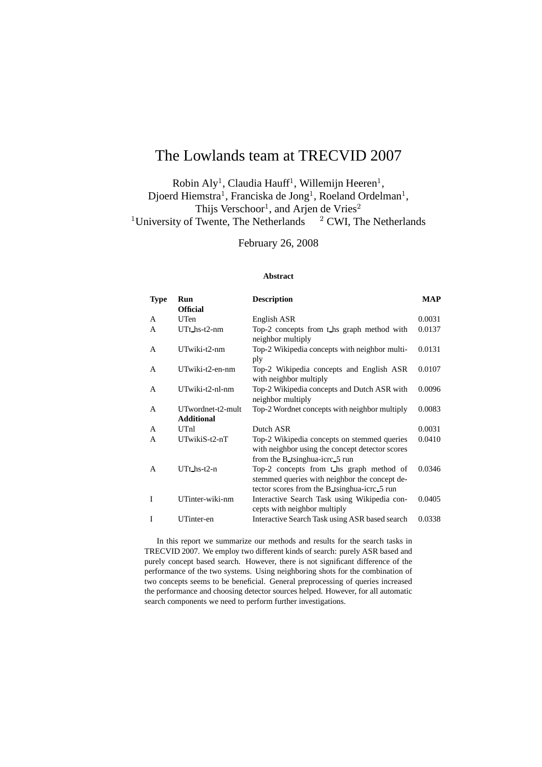# The Lowlands team at TRECVID 2007

Robin Aly[1], Claudia Hauff[1], Willemijn Heeren[1], Djoerd Hiemstra[1], Franciska de Jong[1], Roeland Ordelman[1], Thijs Verschoor[1], and Arjen de Vries[2]

[1]University of Twente, The Netherlands [2] CWI, The Netherlands

February 26, 2008

**Abstract**

| Type | Run | Description | MAP |
|---|---|---|---|
| | **Official** | | |
| A | UTen | English ASR | 0.0031 |
| A | UTt_hs-t2-nm | Top-2 concepts from t_hs graph method with neighbor multiply | 0.0137 |
| A | UTwiki-t2-nm | Top-2 Wikipedia concepts with neighbor multiply | 0.0131 |
| A | UTwiki-t2-en-nm | Top-2 Wikipedia concepts and English ASR with neighbor multiply | 0.0107 |
| A | UTwiki-t2-nl-nm | Top-2 Wikipedia concepts and Dutch ASR with neighbor multiply | 0.0096 |
| A | UTwordnet-t2-mult | Top-2 Wordnet concepts with neighbor multiply | 0.0083 |
| | **Additional** | | |
| A | UTnl | Dutch ASR | 0.0031 |
| A | UTwikiS-t2-nT | Top-2 Wikipedia concepts on stemmed queries with neighbor using the concept detector scores from the B_tsinghua-icrc_5 run | 0.0410 |
| A | UTt_hs-t2-n | Top-2 concepts from t_hs graph method of stemmed queries with neighbor the concept detector scores from the B_tsinghua-icrc_5 run | 0.0346 |
| I | UTinter-wiki-nm | Interactive Search Task using Wikipedia concepts with neighbor multiply | 0.0405 |
| I | UTinter-en | Interactive Search Task using ASR based search | 0.0338 |

In this report we summarize our methods and results for the search tasks in TRECVID 2007. We employ two different kinds of search: purely ASR based and purely concept based search. However, there is not significant difference of the performance of the two systems. Using neighboring shots for the combination of two concepts seems to be beneficial. General preprocessing of queries increased the performance and choosing detector sources helped. However, for all automatic search components we need to perform further investigations.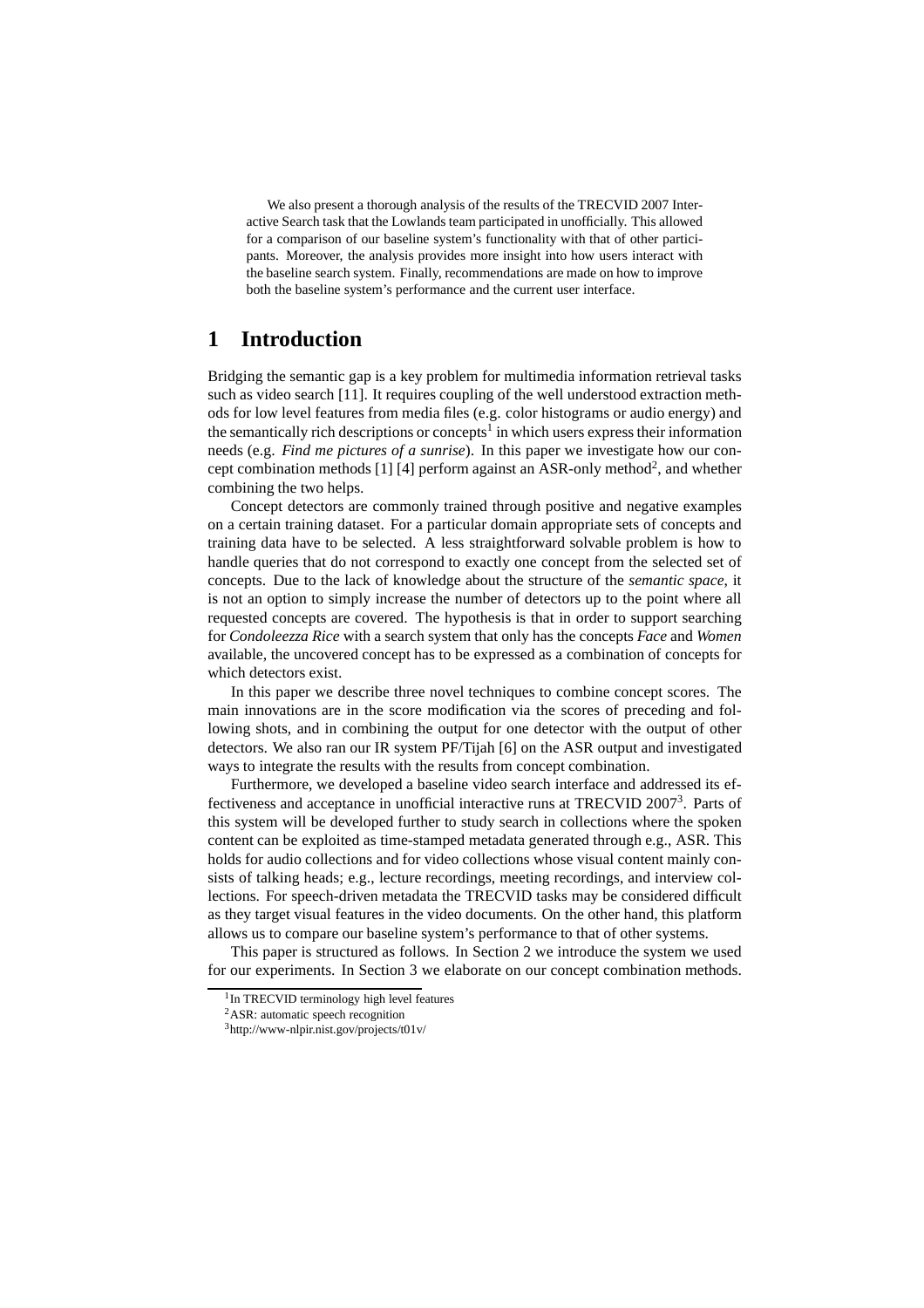We also present a thorough analysis of the results of the TRECVID 2007 Interactive Search task that the Lowlands team participated in unofficially. This allowed for a comparison of our baseline system's functionality with that of other participants. Moreover, the analysis provides more insight into how users interact with the baseline search system. Finally, recommendations are made on how to improve both the baseline system's performance and the current user interface.

# 1 Introduction

Bridging the semantic gap is a key problem for multimedia information retrieval tasks such as video search [11]. It requires coupling of the well understood extraction methods for low level features from media files (e.g. color histograms or audio energy) and the semantically rich descriptions or concepts[1] in which users express their information needs (e.g. *Find me pictures of a sunrise*). In this paper we investigate how our concept combination methods [1] [4] perform against an ASR-only method[2], and whether combining the two helps.

Concept detectors are commonly trained through positive and negative examples on a certain training dataset. For a particular domain appropriate sets of concepts and training data have to be selected. A less straightforward solvable problem is how to handle queries that do not correspond to exactly one concept from the selected set of concepts. Due to the lack of knowledge about the structure of the *semantic space*, it is not an option to simply increase the number of detectors up to the point where all requested concepts are covered. The hypothesis is that in order to support searching for *Condoleezza Rice* with a search system that only has the concepts *Face* and *Women* available, the uncovered concept has to be expressed as a combination of concepts for which detectors exist.

In this paper we describe three novel techniques to combine concept scores. The main innovations are in the score modification via the scores of preceding and following shots, and in combining the output for one detector with the output of other detectors. We also ran our IR system PF/Tijah [6] on the ASR output and investigated ways to integrate the results with the results from concept combination.

Furthermore, we developed a baseline video search interface and addressed its effectiveness and acceptance in unofficial interactive runs at TRECVID 2007[3]. Parts of this system will be developed further to study search in collections where the spoken content can be exploited as time-stamped metadata generated through e.g., ASR. This holds for audio collections and for video collections whose visual content mainly consists of talking heads; e.g., lecture recordings, meeting recordings, and interview collections. For speech-driven metadata the TRECVID tasks may be considered difficult as they target visual features in the video documents. On the other hand, this platform allows us to compare our baseline system's performance to that of other systems.

This paper is structured as follows. In Section 2 we introduce the system we used for our experiments. In Section 3 we elaborate on our concept combination methods.

[1] In TRECVID terminology high level features

[2] ASR: automatic speech recognition

[3] http://www-nlpir.nist.gov/projects/t01v/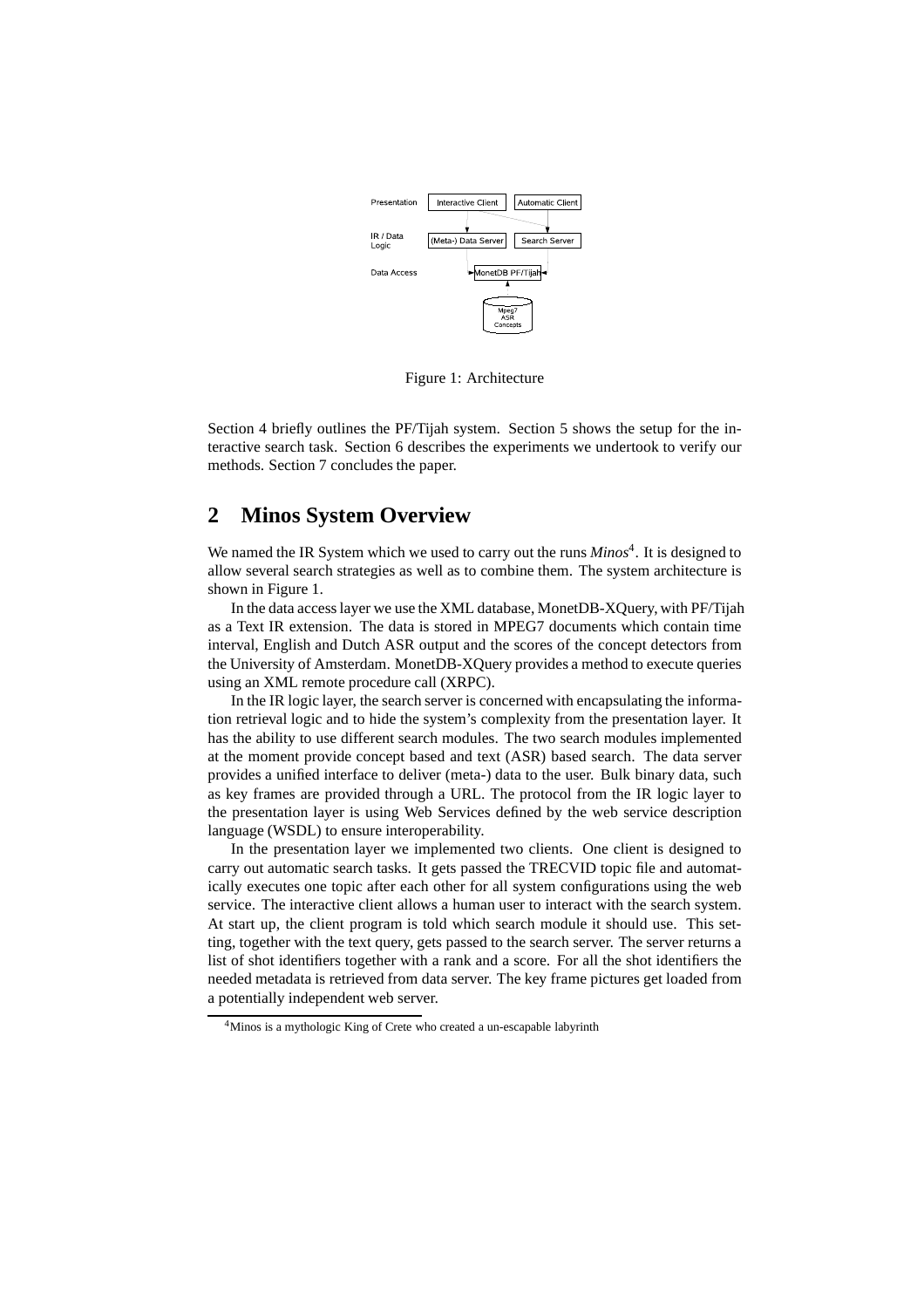Figure 1: Architecture

Section 4 briefly outlines the PF/Tijah system. Section 5 shows the setup for the interactive search task. Section 6 describes the experiments we undertook to verify our methods. Section 7 concludes the paper.

## 2 Minos System Overview

We named the IR System which we used to carry out the runs *Minos*[4]. It is designed to allow several search strategies as well as to combine them. The system architecture is shown in Figure 1.

In the data access layer we use the XML database, MonetDB-XQuery, with PF/Tijah as a Text IR extension. The data is stored in MPEG7 documents which contain time interval, English and Dutch ASR output and the scores of the concept detectors from the University of Amsterdam. MonetDB-XQuery provides a method to execute queries using an XML remote procedure call (XRPC).

In the IR logic layer, the search server is concerned with encapsulating the information retrieval logic and to hide the system's complexity from the presentation layer. It has the ability to use different search modules. The two search modules implemented at the moment provide concept based and text (ASR) based search. The data server provides a unified interface to deliver (meta-) data to the user. Bulk binary data, such as key frames are provided through a URL. The protocol from the IR logic layer to the presentation layer is using Web Services defined by the web service description language (WSDL) to ensure interoperability.

In the presentation layer we implemented two clients. One client is designed to carry out automatic search tasks. It gets passed the TRECVID topic file and automatically executes one topic after each other for all system configurations using the web service. The interactive client allows a human user to interact with the search system. At start up, the client program is told which search module it should use. This setting, together with the text query, gets passed to the search server. The server returns a list of shot identifiers together with a rank and a score. For all the shot identifiers the needed metadata is retrieved from data server. The key frame pictures get loaded from a potentially independent web server.

[4] Minos is a mythologic King of Crete who created a un-escapable labyrinth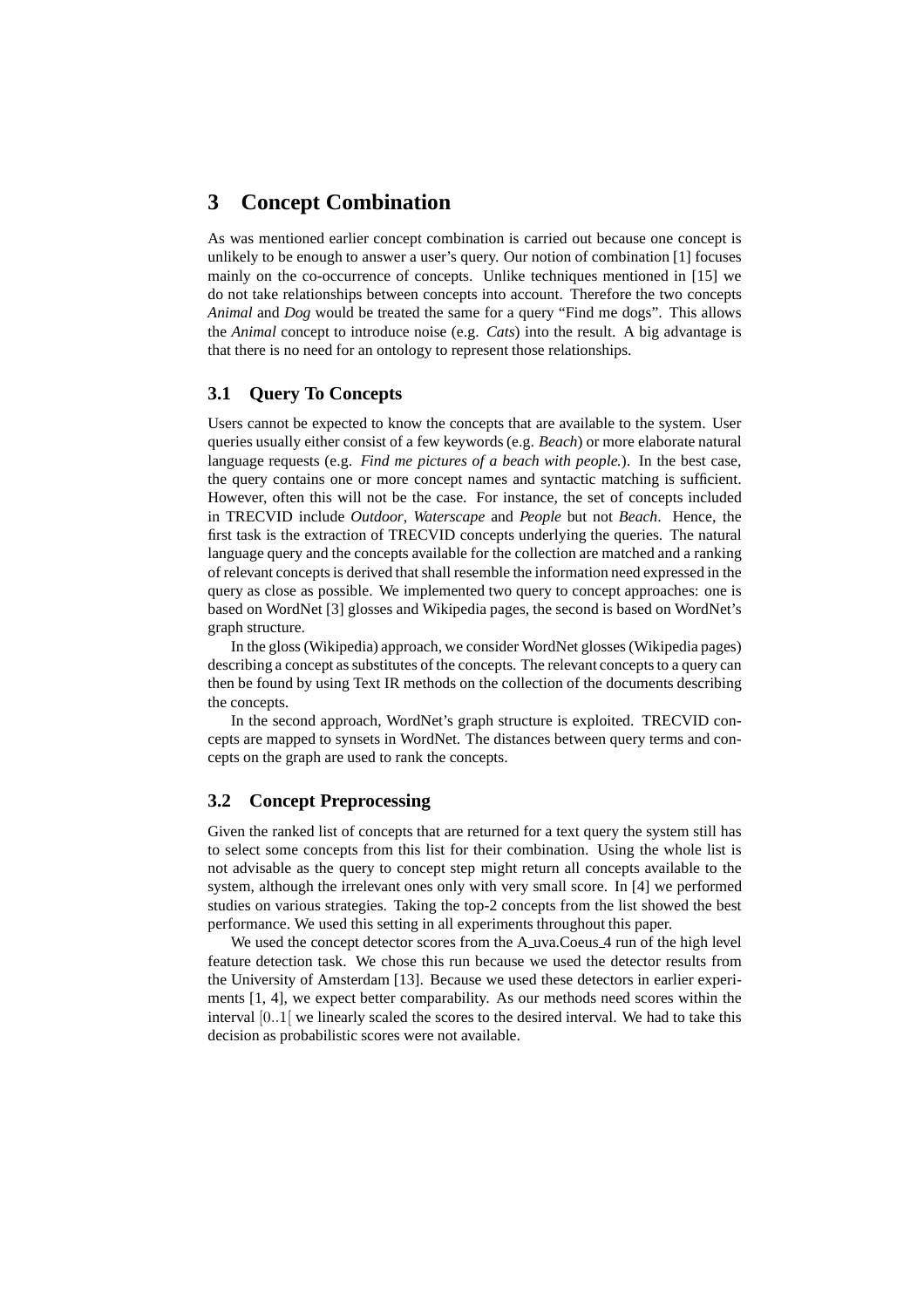## 3 Concept Combination

As was mentioned earlier concept combination is carried out because one concept is unlikely to be enough to answer a user's query. Our notion of combination [1] focuses mainly on the co-occurrence of concepts. Unlike techniques mentioned in [15] we do not take relationships between concepts into account. Therefore the two concepts *Animal* and *Dog* would be treated the same for a query "Find me dogs". This allows the *Animal* concept to introduce noise (e.g. *Cats*) into the result. A big advantage is that there is no need for an ontology to represent those relationships.

### 3.1 Query To Concepts

Users cannot be expected to know the concepts that are available to the system. User queries usually either consist of a few keywords (e.g. *Beach*) or more elaborate natural language requests (e.g. *Find me pictures of a beach with people.*). In the best case, the query contains one or more concept names and syntactic matching is sufficient. However, often this will not be the case. For instance, the set of concepts included in TRECVID include *Outdoor*, *Waterscape* and *People* but not *Beach*. Hence, the first task is the extraction of TRECVID concepts underlying the queries. The natural language query and the concepts available for the collection are matched and a ranking of relevant concepts is derived that shall resemble the information need expressed in the query as close as possible. We implemented two query to concept approaches: one is based on WordNet [3] glosses and Wikipedia pages, the second is based on WordNet's graph structure.

In the gloss (Wikipedia) approach, we consider WordNet glosses (Wikipedia pages) describing a concept as substitutes of the concepts. The relevant concepts to a query can then be found by using Text IR methods on the collection of the documents describing the concepts.

In the second approach, WordNet's graph structure is exploited. TRECVID concepts are mapped to synsets in WordNet. The distances between query terms and concepts on the graph are used to rank the concepts.

### 3.2 Concept Preprocessing

Given the ranked list of concepts that are returned for a text query the system still has to select some concepts from this list for their combination. Using the whole list is not advisable as the query to concept step might return all concepts available to the system, although the irrelevant ones only with very small score. In [4] we performed studies on various strategies. Taking the top-2 concepts from the list showed the best performance. We used this setting in all experiments throughout this paper.

We used the concept detector scores from the A_uva.Coeus_4 run of the high level feature detection task. We chose this run because we used the detector results from the University of Amsterdam [13]. Because we used these detectors in earlier experiments [1, 4], we expect better comparability. As our methods need scores within the interval $[0..1[$ we linearly scaled the scores to the desired interval. We had to take this decision as probabilistic scores were not available.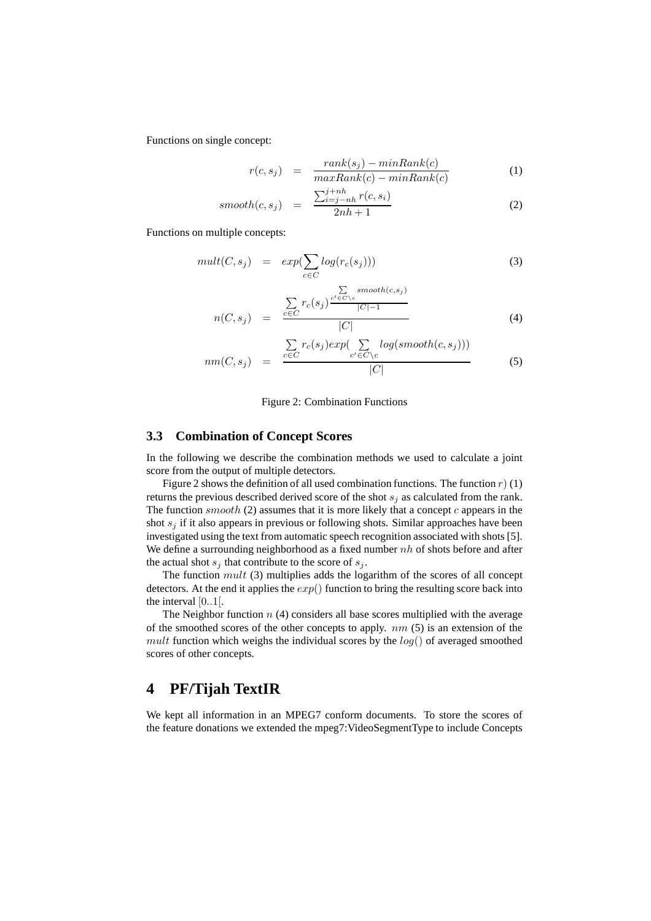Functions on single concept:

$$r(c, s_j) = \frac{rank(s_j) - minRank(c)}{maxRank(c) - minRank(c)} \quad (1)$$

$$smooth(c, s_j) = \frac{\sum_{i=j-nh}^{j+nh} r(c, s_i)}{2nh + 1} \quad (2)$$

Functions on multiple concepts:

$$mult(C, s_j) = exp(\sum_{c \in C} log(r_c(s_j))) \quad (3)$$

$$n(C, s_j) = \frac{\sum_{c \in C} r_c(s_j)^{\frac{\sum_{c' \in C \setminus c} smooth(c, s_j)}{|C|-1}}}{|C|} \quad (4)$$

$$nm(C, s_j) = \frac{\sum_{c \in C} r_c(s_j) exp(\sum_{c' \in C \setminus c} log(smooth(c, s_j)))}{|C|} \quad (5)$$

Figure 2: Combination Functions

### 3.3 Combination of Concept Scores

In the following we describe the combination methods we used to calculate a joint score from the output of multiple detectors.

Figure 2 shows the definition of all used combination functions. The function $r)$ (1) returns the previous described derived score of the shot $s_j$ as calculated from the rank. The function $smooth$ (2) assumes that it is more likely that a concept $c$ appears in the shot $s_j$ if it also appears in previous or following shots. Similar approaches have been investigated using the text from automatic speech recognition associated with shots [5]. We define a surrounding neighborhood as a fixed number $nh$ of shots before and after the actual shot $s_j$ that contribute to the score of $s_j$.

The function $mult$ (3) multiplies adds the logarithm of the scores of all concept detectors. At the end it applies the $exp()$ function to bring the resulting score back into the interval $[0..1[$.

The Neighbor function $n$ (4) considers all base scores multiplied with the average of the smoothed scores of the other concepts to apply. $nm$ (5) is an extension of the $mult$ function which weighs the individual scores by the $log()$ of averaged smoothed scores of other concepts.

# 4 PF/Tijah TextIR

We kept all information in an MPEG7 conform documents. To store the scores of the feature donations we extended the mpeg7:VideoSegmentType to include Concepts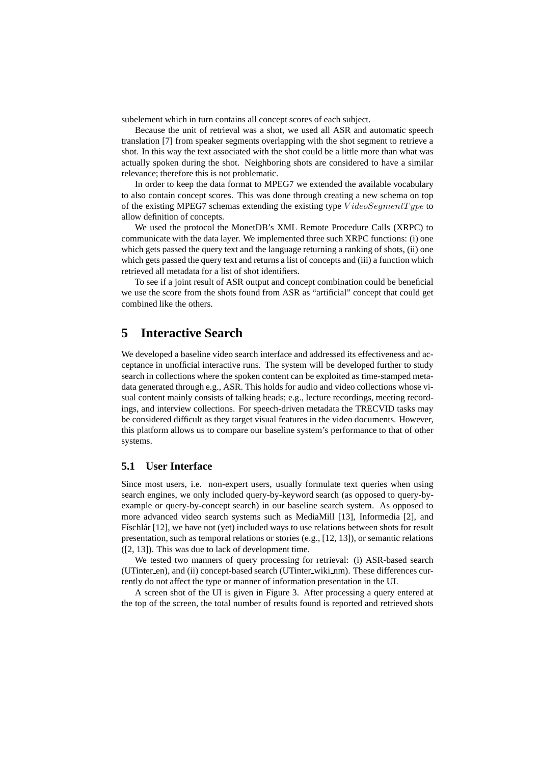subelement which in turn contains all concept scores of each subject.

Because the unit of retrieval was a shot, we used all ASR and automatic speech translation [7] from speaker segments overlapping with the shot segment to retrieve a shot. In this way the text associated with the shot could be a little more than what was actually spoken during the shot. Neighboring shots are considered to have a similar relevance; therefore this is not problematic.

In order to keep the data format to MPEG7 we extended the available vocabulary to also contain concept scores. This was done through creating a new schema on top of the existing MPEG7 schemas extending the existing type $VideoSegmentType$ to allow definition of concepts.

We used the protocol the MonetDB's XML Remote Procedure Calls (XRPC) to communicate with the data layer. We implemented three such XRPC functions: (i) one which gets passed the query text and the language returning a ranking of shots, (ii) one which gets passed the query text and returns a list of concepts and (iii) a function which retrieved all metadata for a list of shot identifiers.

To see if a joint result of ASR output and concept combination could be beneficial we use the score from the shots found from ASR as "artificial" concept that could get combined like the others.

# 5 Interactive Search

We developed a baseline video search interface and addressed its effectiveness and acceptance in unofficial interactive runs. The system will be developed further to study search in collections where the spoken content can be exploited as time-stamped metadata generated through e.g., ASR. This holds for audio and video collections whose visual content mainly consists of talking heads; e.g., lecture recordings, meeting recordings, and interview collections. For speech-driven metadata the TRECVID tasks may be considered difficult as they target visual features in the video documents. However, this platform allows us to compare our baseline system's performance to that of other systems.

## 5.1 User Interface

Since most users, i.e. non-expert users, usually formulate text queries when using search engines, we only included query-by-keyword search (as opposed to query-by-example or query-by-concept search) in our baseline search system. As opposed to more advanced video search systems such as MediaMill [13], Informedia [2], and Físchlár [12], we have not (yet) included ways to use relations between shots for result presentation, such as temporal relations or stories (e.g., [12, 13]), or semantic relations ([2, 13]). This was due to lack of development time.

We tested two manners of query processing for retrieval: (i) ASR-based search (UTinter_en), and (ii) concept-based search (UTinter_wiki_nm). These differences currently do not affect the type or manner of information presentation in the UI.

A screen shot of the UI is given in Figure 3. After processing a query entered at the top of the screen, the total number of results found is reported and retrieved shots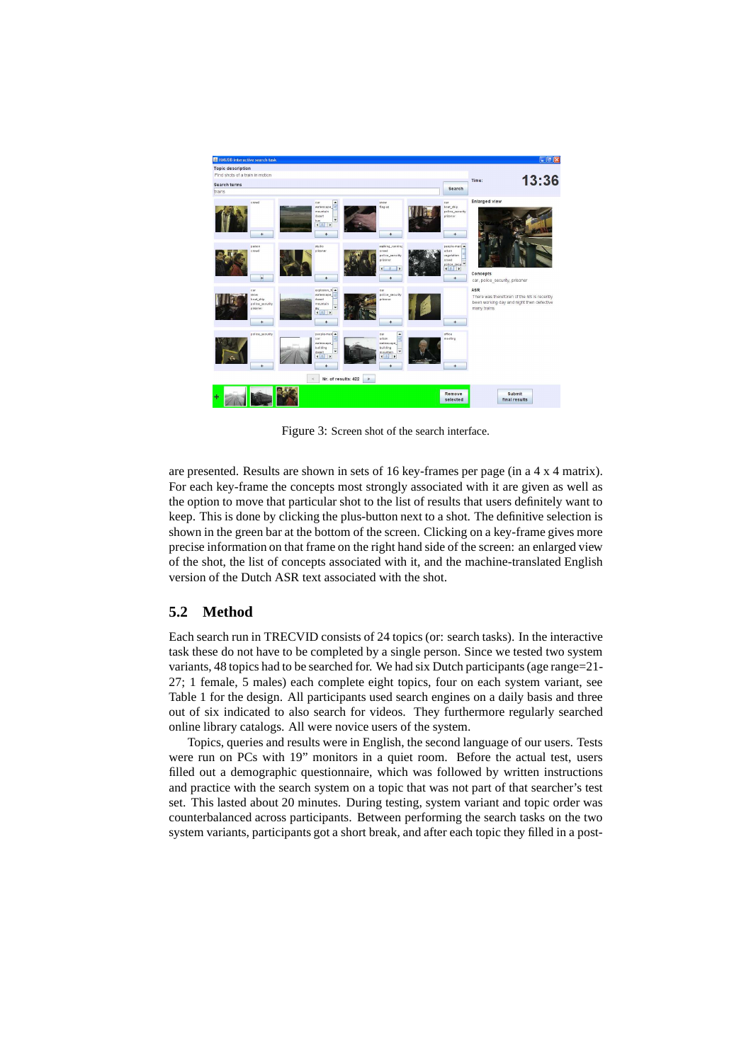Figure 3: Screen shot of the search interface.

are presented. Results are shown in sets of 16 key-frames per page (in a 4 x 4 matrix). For each key-frame the concepts most strongly associated with it are given as well as the option to move that particular shot to the list of results that users definitely want to keep. This is done by clicking the plus-button next to a shot. The definitive selection is shown in the green bar at the bottom of the screen. Clicking on a key-frame gives more precise information on that frame on the right hand side of the screen: an enlarged view of the shot, the list of concepts associated with it, and the machine-translated English version of the Dutch ASR text associated with the shot.

## 5.2 Method

Each search run in TRECVID consists of 24 topics (or: search tasks). In the interactive task these do not have to be completed by a single person. Since we tested two system variants, 48 topics had to be searched for. We had six Dutch participants (age range=21-27; 1 female, 5 males) each complete eight topics, four on each system variant, see Table 1 for the design. All participants used search engines on a daily basis and three out of six indicated to also search for videos. They furthermore regularly searched online library catalogs. All were novice users of the system.

Topics, queries and results were in English, the second language of our users. Tests were run on PCs with 19" monitors in a quiet room. Before the actual test, users filled out a demographic questionnaire, which was followed by written instructions and practice with the search system on a topic that was not part of that searcher's test set. This lasted about 20 minutes. During testing, system variant and topic order was counterbalanced across participants. Between performing the search tasks on the two system variants, participants got a short break, and after each topic they filled in a post-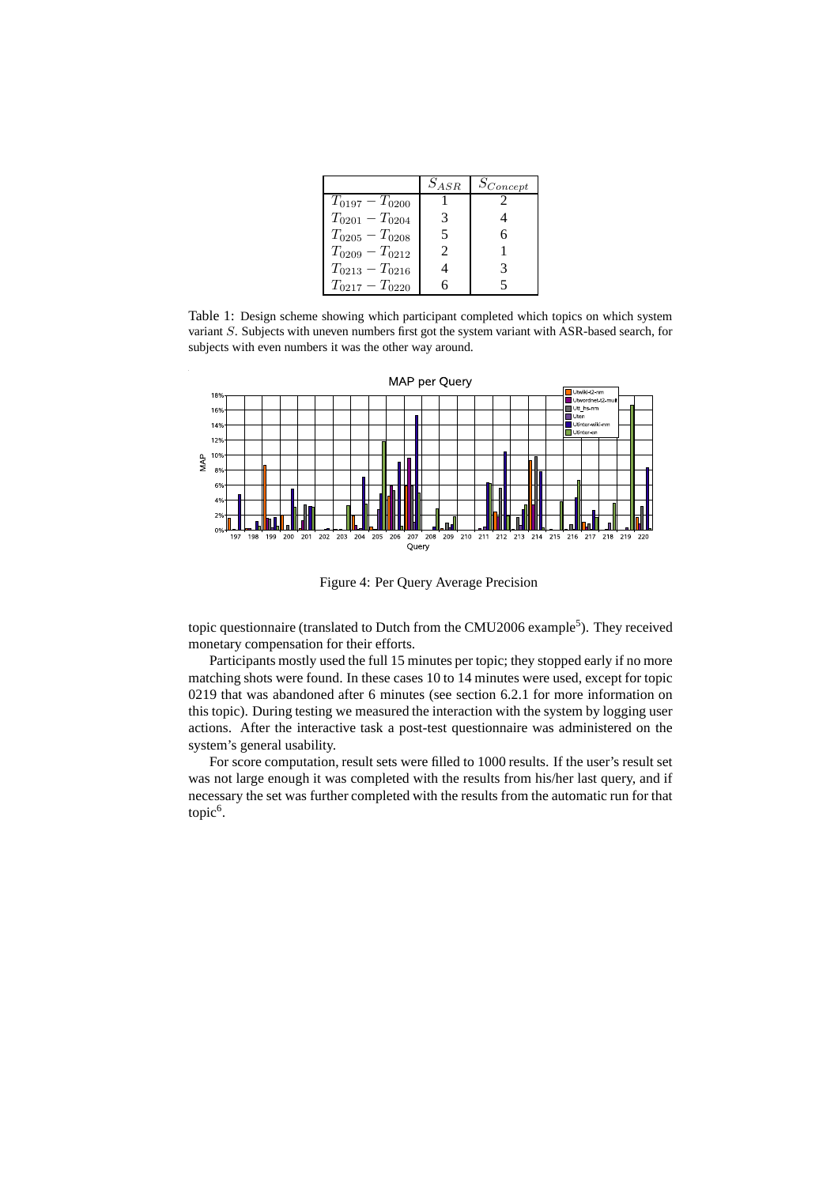|  | $S_{ASR}$ | $S_{Concept}$ |
|---|---|---|
| $T_{0197} - T_{0200}$ | 1 | 2 |
| $T_{0201} - T_{0204}$ | 3 | 4 |
| $T_{0205} - T_{0208}$ | 5 | 6 |
| $T_{0209} - T_{0212}$ | 2 | 1 |
| $T_{0213} - T_{0216}$ | 4 | 3 |
| $T_{0217} - T_{0220}$ | 6 | 5 |

Table 1: Design scheme showing which participant completed which topics on which system variant $S$. Subjects with uneven numbers first got the system variant with ASR-based search, for subjects with even numbers it was the other way around.

Figure 4: Per Query Average Precision

topic questionnaire (translated to Dutch from the CMU2006 example[5]). They received monetary compensation for their efforts.

Participants mostly used the full 15 minutes per topic; they stopped early if no more matching shots were found. In these cases 10 to 14 minutes were used, except for topic 0219 that was abandoned after 6 minutes (see section 6.2.1 for more information on this topic). During testing we measured the interaction with the system by logging user actions. After the interactive task a post-test questionnaire was administered on the system's general usability.

For score computation, result sets were filled to 1000 results. If the user's result set was not large enough it was completed with the results from his/her last query, and if necessary the set was further completed with the results from the automatic run for that topic[6].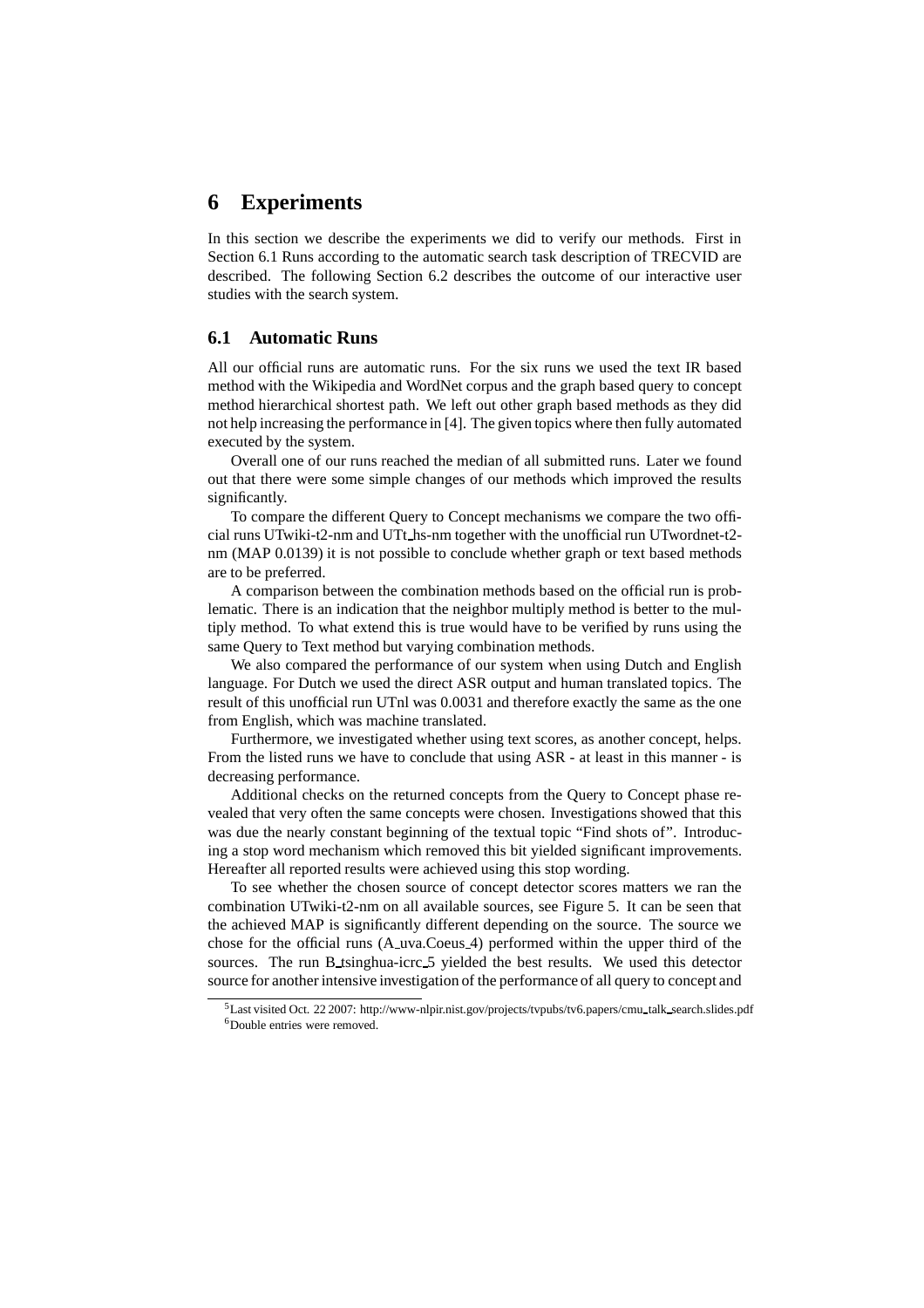# 6 Experiments

In this section we describe the experiments we did to verify our methods. First in Section 6.1 Runs according to the automatic search task description of TRECVID are described. The following Section 6.2 describes the outcome of our interactive user studies with the search system.

## 6.1 Automatic Runs

All our official runs are automatic runs. For the six runs we used the text IR based method with the Wikipedia and WordNet corpus and the graph based query to concept method hierarchical shortest path. We left out other graph based methods as they did not help increasing the performance in [4]. The given topics where then fully automated executed by the system.

Overall one of our runs reached the median of all submitted runs. Later we found out that there were some simple changes of our methods which improved the results significantly.

To compare the different Query to Concept mechanisms we compare the two official runs UTwiki-t2-nm and UTt_hs-nm together with the unofficial run UTwordnet-t2-nm (MAP 0.0139) it is not possible to conclude whether graph or text based methods are to be preferred.

A comparison between the combination methods based on the official run is problematic. There is an indication that the neighbor multiply method is better to the multiply method. To what extend this is true would have to be verified by runs using the same Query to Text method but varying combination methods.

We also compared the performance of our system when using Dutch and English language. For Dutch we used the direct ASR output and human translated topics. The result of this unofficial run UTnl was 0.0031 and therefore exactly the same as the one from English, which was machine translated.

Furthermore, we investigated whether using text scores, as another concept, helps. From the listed runs we have to conclude that using ASR - at least in this manner - is decreasing performance.

Additional checks on the returned concepts from the Query to Concept phase revealed that very often the same concepts were chosen. Investigations showed that this was due the nearly constant beginning of the textual topic "Find shots of". Introducing a stop word mechanism which removed this bit yielded significant improvements. Hereafter all reported results were achieved using this stop wording.

To see whether the chosen source of concept detector scores matters we ran the combination UTwiki-t2-nm on all available sources, see Figure 5. It can be seen that the achieved MAP is significantly different depending on the source. The source we chose for the official runs (A_uva.Coeus_4) performed within the upper third of the sources. The run B_tsinghua-icrc_5 yielded the best results. We used this detector source for another intensive investigation of the performance of all query to concept and

[5] Last visited Oct. 22 2007: http://www-nlpir.nist.gov/projects/tvpubs/tv6.papers/cmu_talk_search.slides.pdf

[6] Double entries were removed.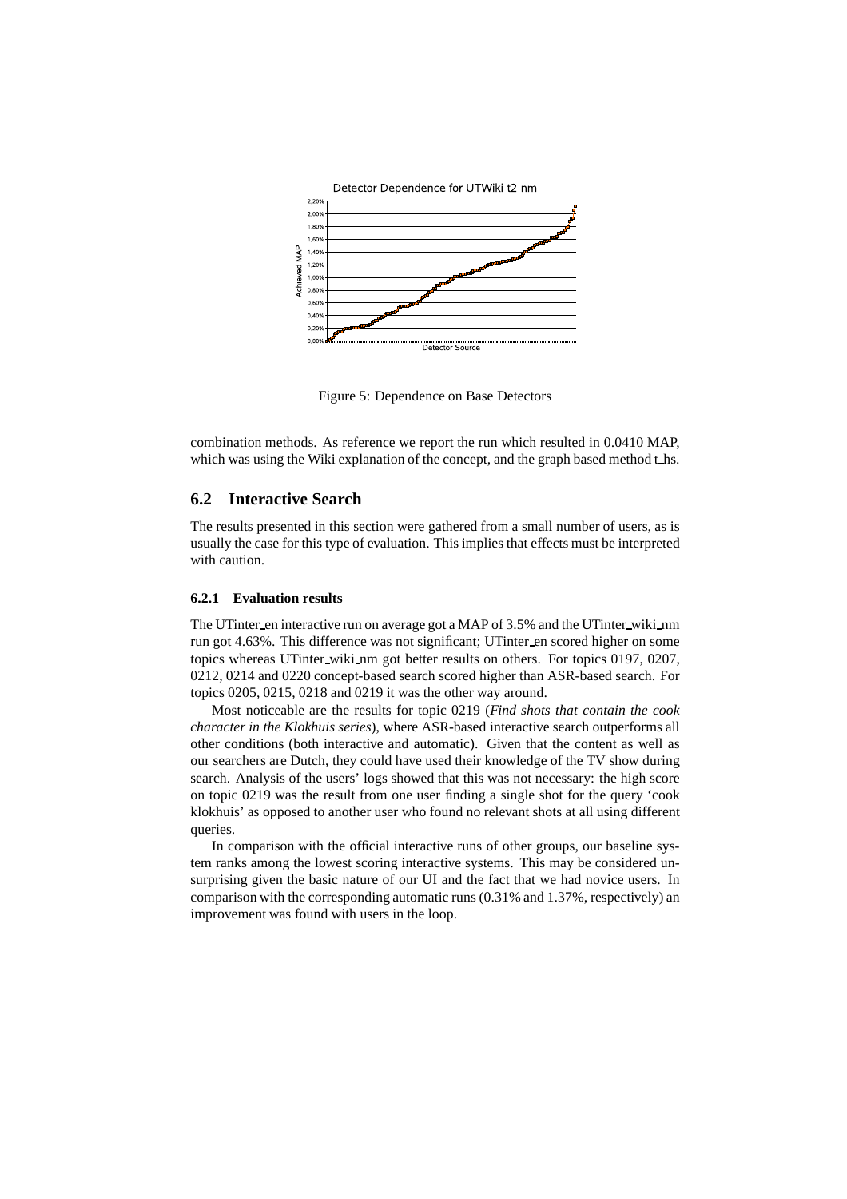Figure 5: Dependence on Base Detectors

combination methods. As reference we report the run which resulted in 0.0410 MAP, which was using the Wiki explanation of the concept, and the graph based method t_hs.

## 6.2 Interactive Search

The results presented in this section were gathered from a small number of users, as is usually the case for this type of evaluation. This implies that effects must be interpreted with caution.

### 6.2.1 Evaluation results

The UTinter_en interactive run on average got a MAP of 3.5% and the UTinter_wiki_nm run got 4.63%. This difference was not significant; UTinter_en scored higher on some topics whereas UTinter_wiki_nm got better results on others. For topics 0197, 0207, 0212, 0214 and 0220 concept-based search scored higher than ASR-based search. For topics 0205, 0215, 0218 and 0219 it was the other way around.

Most noticeable are the results for topic 0219 (*Find shots that contain the cook character in the Klokhuis series*), where ASR-based interactive search outperforms all other conditions (both interactive and automatic). Given that the content as well as our searchers are Dutch, they could have used their knowledge of the TV show during search. Analysis of the users' logs showed that this was not necessary: the high score on topic 0219 was the result from one user finding a single shot for the query 'cook klokhuis' as opposed to another user who found no relevant shots at all using different queries.

In comparison with the official interactive runs of other groups, our baseline system ranks among the lowest scoring interactive systems. This may be considered unsurprising given the basic nature of our UI and the fact that we had novice users. In comparison with the corresponding automatic runs (0.31% and 1.37%, respectively) an improvement was found with users in the loop.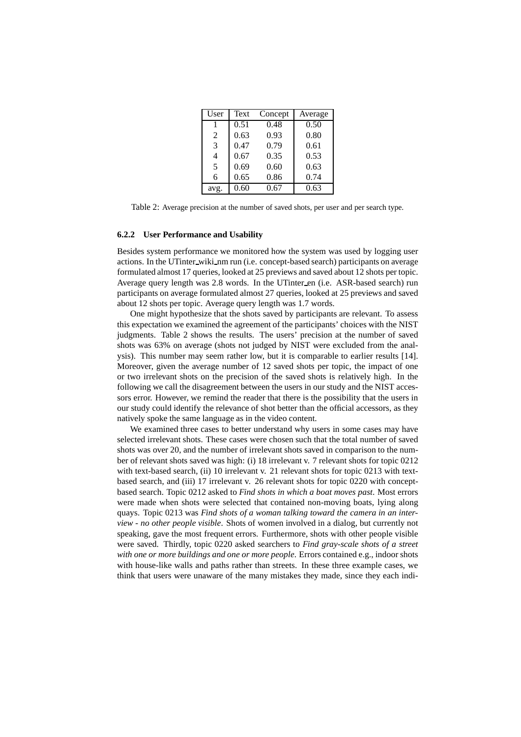| User | Text | Concept | Average |
|---|---|---|---|
| 1 | 0.51 | 0.48 | 0.50 |
| 2 | 0.63 | 0.93 | 0.80 |
| 3 | 0.47 | 0.79 | 0.61 |
| 4 | 0.67 | 0.35 | 0.53 |
| 5 | 0.69 | 0.60 | 0.63 |
| 6 | 0.65 | 0.86 | 0.74 |
| avg. | 0.60 | 0.67 | 0.63 |

Table 2: Average precision at the number of saved shots, per user and per search type.

#### 6.2.2 User Performance and Usability

Besides system performance we monitored how the system was used by logging user actions. In the UTinter_wiki_nm run (i.e. concept-based search) participants on average formulated almost 17 queries, looked at 25 previews and saved about 12 shots per topic. Average query length was 2.8 words. In the UTinter_en (i.e. ASR-based search) run participants on average formulated almost 27 queries, looked at 25 previews and saved about 12 shots per topic. Average query length was 1.7 words.

One might hypothesize that the shots saved by participants are relevant. To assess this expectation we examined the agreement of the participants' choices with the NIST judgments. Table 2 shows the results. The users' precision at the number of saved shots was 63% on average (shots not judged by NIST were excluded from the analysis). This number may seem rather low, but it is comparable to earlier results [14]. Moreover, given the average number of 12 saved shots per topic, the impact of one or two irrelevant shots on the precision of the saved shots is relatively high. In the following we call the disagreement between the users in our study and the NIST accessors error. However, we remind the reader that there is the possibility that the users in our study could identify the relevance of shot better than the official accessors, as they natively spoke the same language as in the video content.

We examined three cases to better understand why users in some cases may have selected irrelevant shots. These cases were chosen such that the total number of saved shots was over 20, and the number of irrelevant shots saved in comparison to the number of relevant shots saved was high: (i) 18 irrelevant v. 7 relevant shots for topic 0212 with text-based search, (ii) 10 irrelevant v. 21 relevant shots for topic 0213 with text-based search, and (iii) 17 irrelevant v. 26 relevant shots for topic 0220 with concept-based search. Topic 0212 asked to *Find shots in which a boat moves past*. Most errors were made when shots were selected that contained non-moving boats, lying along quays. Topic 0213 was *Find shots of a woman talking toward the camera in an interview - no other people visible*. Shots of women involved in a dialog, but currently not speaking, gave the most frequent errors. Furthermore, shots with other people visible were saved. Thirdly, topic 0220 asked searchers to *Find gray-scale shots of a street with one or more buildings and one or more people*. Errors contained e.g., indoor shots with house-like walls and paths rather than streets. In these three example cases, we think that users were unaware of the many mistakes they made, since they each indi-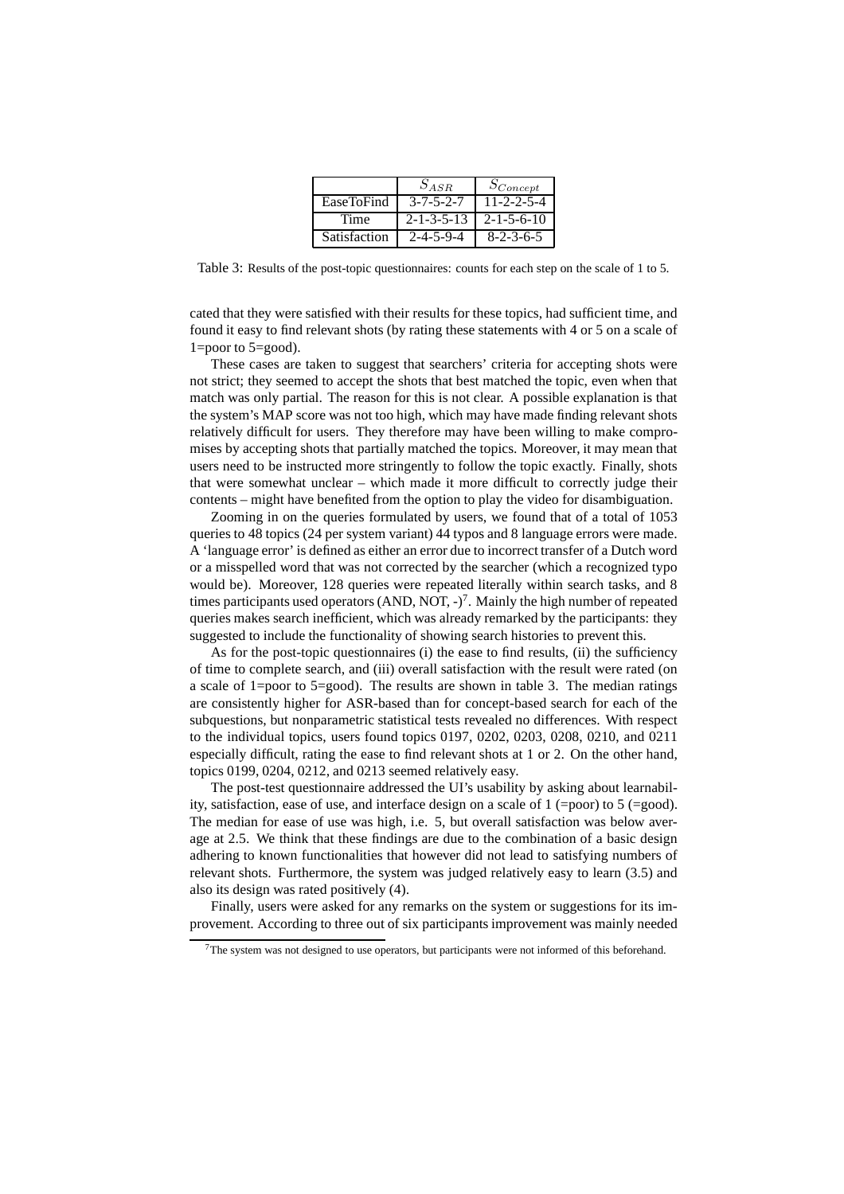| | $S_{ASR}$ | $S_{Concept}$ |
|---|---|---|
| EaseToFind | 3-7-5-2-7 | 11-2-2-5-4 |
| Time | 2-1-3-5-13 | 2-1-5-6-10 |
| Satisfaction | 2-4-5-9-4 | 8-2-3-6-5 |

Table 3: Results of the post-topic questionnaires: counts for each step on the scale of 1 to 5.

cated that they were satisfied with their results for these topics, had sufficient time, and found it easy to find relevant shots (by rating these statements with 4 or 5 on a scale of 1=poor to 5=good).

These cases are taken to suggest that searchers' criteria for accepting shots were not strict; they seemed to accept the shots that best matched the topic, even when that match was only partial. The reason for this is not clear. A possible explanation is that the system's MAP score was not too high, which may have made finding relevant shots relatively difficult for users. They therefore may have been willing to make compromises by accepting shots that partially matched the topics. Moreover, it may mean that users need to be instructed more stringently to follow the topic exactly. Finally, shots that were somewhat unclear – which made it more difficult to correctly judge their contents – might have benefited from the option to play the video for disambiguation.

Zooming in on the queries formulated by users, we found that of a total of 1053 queries to 48 topics (24 per system variant) 44 typos and 8 language errors were made. A 'language error' is defined as either an error due to incorrect transfer of a Dutch word or a misspelled word that was not corrected by the searcher (which a recognized typo would be). Moreover, 128 queries were repeated literally within search tasks, and 8 times participants used operators (AND, NOT, -)[7]. Mainly the high number of repeated queries makes search inefficient, which was already remarked by the participants: they suggested to include the functionality of showing search histories to prevent this.

As for the post-topic questionnaires (i) the ease to find results, (ii) the sufficiency of time to complete search, and (iii) overall satisfaction with the result were rated (on a scale of 1=poor to 5=good). The results are shown in table 3. The median ratings are consistently higher for ASR-based than for concept-based search for each of the subquestions, but nonparametric statistical tests revealed no differences. With respect to the individual topics, users found topics 0197, 0202, 0203, 0208, 0210, and 0211 especially difficult, rating the ease to find relevant shots at 1 or 2. On the other hand, topics 0199, 0204, 0212, and 0213 seemed relatively easy.

The post-test questionnaire addressed the UI's usability by asking about learnability, satisfaction, ease of use, and interface design on a scale of 1 (=poor) to 5 (=good). The median for ease of use was high, i.e. 5, but overall satisfaction was below average at 2.5. We think that these findings are due to the combination of a basic design adhering to known functionalities that however did not lead to satisfying numbers of relevant shots. Furthermore, the system was judged relatively easy to learn (3.5) and also its design was rated positively (4).

Finally, users were asked for any remarks on the system or suggestions for its improvement. According to three out of six participants improvement was mainly needed

[7] The system was not designed to use operators, but participants were not informed of this beforehand.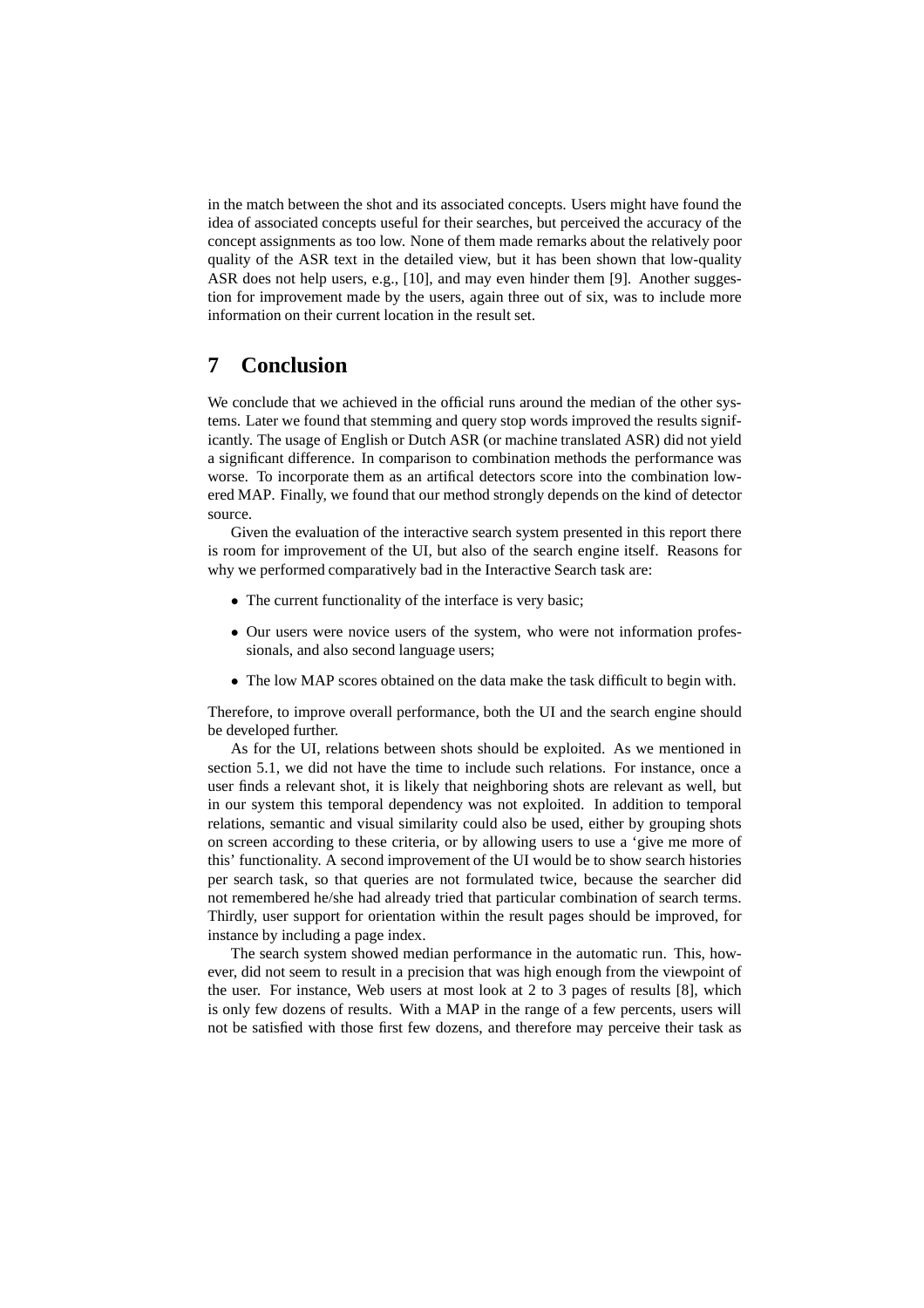in the match between the shot and its associated concepts. Users might have found the idea of associated concepts useful for their searches, but perceived the accuracy of the concept assignments as too low. None of them made remarks about the relatively poor quality of the ASR text in the detailed view, but it has been shown that low-quality ASR does not help users, e.g., [10], and may even hinder them [9]. Another suggestion for improvement made by the users, again three out of six, was to include more information on their current location in the result set.

# 7 Conclusion

We conclude that we achieved in the official runs around the median of the other systems. Later we found that stemming and query stop words improved the results significantly. The usage of English or Dutch ASR (or machine translated ASR) did not yield a significant difference. In comparison to combination methods the performance was worse. To incorporate them as an artifical detectors score into the combination lowered MAP. Finally, we found that our method strongly depends on the kind of detector source.

Given the evaluation of the interactive search system presented in this report there is room for improvement of the UI, but also of the search engine itself. Reasons for why we performed comparatively bad in the Interactive Search task are:

- The current functionality of the interface is very basic;
- Our users were novice users of the system, who were not information professionals, and also second language users;
- The low MAP scores obtained on the data make the task difficult to begin with.

Therefore, to improve overall performance, both the UI and the search engine should be developed further.

As for the UI, relations between shots should be exploited. As we mentioned in section 5.1, we did not have the time to include such relations. For instance, once a user finds a relevant shot, it is likely that neighboring shots are relevant as well, but in our system this temporal dependency was not exploited. In addition to temporal relations, semantic and visual similarity could also be used, either by grouping shots on screen according to these criteria, or by allowing users to use a 'give me more of this' functionality. A second improvement of the UI would be to show search histories per search task, so that queries are not formulated twice, because the searcher did not remembered he/she had already tried that particular combination of search terms. Thirdly, user support for orientation within the result pages should be improved, for instance by including a page index.

The search system showed median performance in the automatic run. This, however, did not seem to result in a precision that was high enough from the viewpoint of the user. For instance, Web users at most look at 2 to 3 pages of results [8], which is only few dozens of results. With a MAP in the range of a few percents, users will not be satisfied with those first few dozens, and therefore may perceive their task as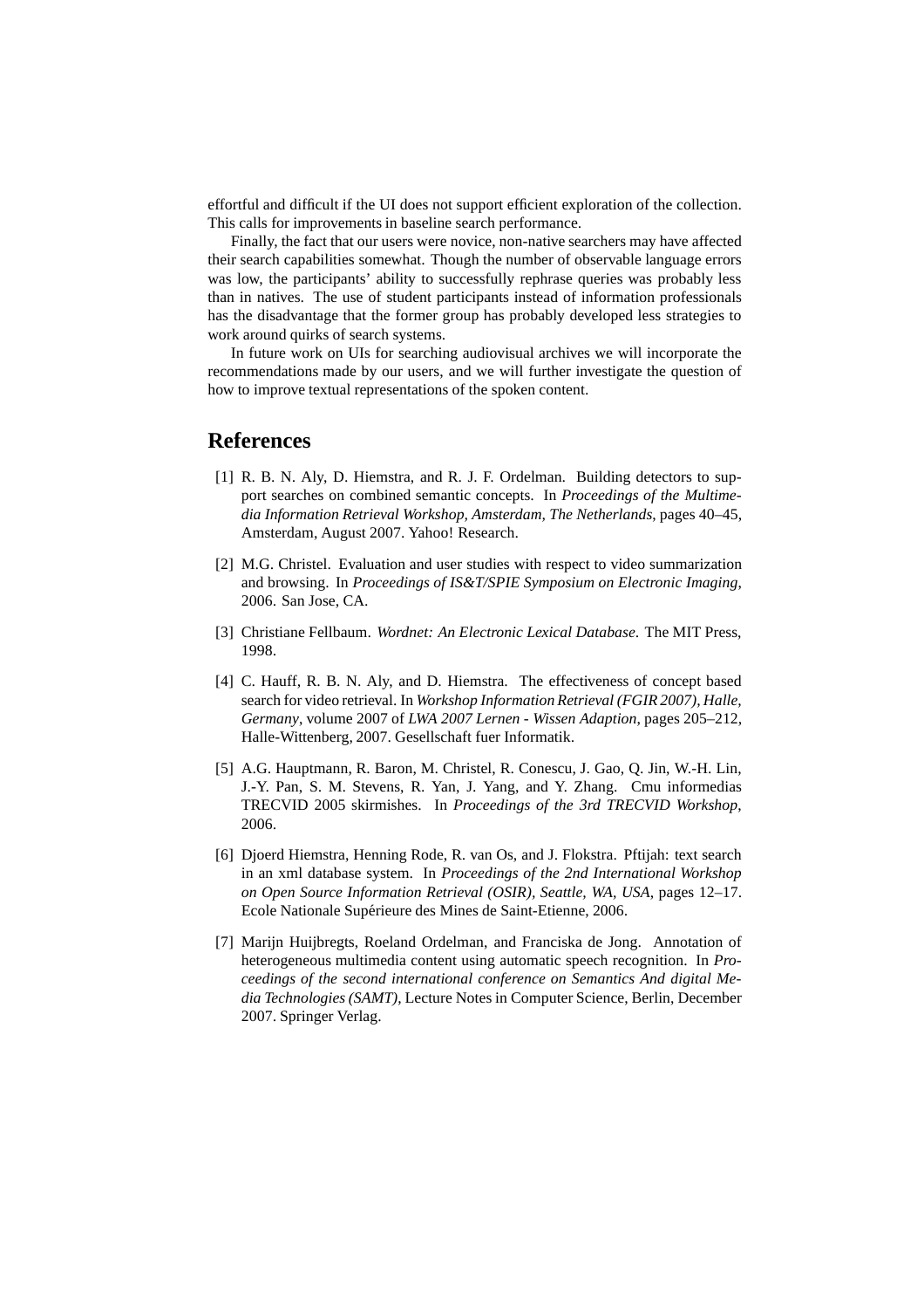effortful and difficult if the UI does not support efficient exploration of the collection. This calls for improvements in baseline search performance.

Finally, the fact that our users were novice, non-native searchers may have affected their search capabilities somewhat. Though the number of observable language errors was low, the participants' ability to successfully rephrase queries was probably less than in natives. The use of student participants instead of information professionals has the disadvantage that the former group has probably developed less strategies to work around quirks of search systems.

In future work on UIs for searching audiovisual archives we will incorporate the recommendations made by our users, and we will further investigate the question of how to improve textual representations of the spoken content.

## References

[1] R. B. N. Aly, D. Hiemstra, and R. J. F. Ordelman. Building detectors to support searches on combined semantic concepts. In *Proceedings of the Multimedia Information Retrieval Workshop, Amsterdam, The Netherlands*, pages 40–45, Amsterdam, August 2007. Yahoo! Research.

[2] M.G. Christel. Evaluation and user studies with respect to video summarization and browsing. In *Proceedings of IS&T/SPIE Symposium on Electronic Imaging*, 2006. San Jose, CA.

[3] Christiane Fellbaum. *Wordnet: An Electronic Lexical Database*. The MIT Press, 1998.

[4] C. Hauff, R. B. N. Aly, and D. Hiemstra. The effectiveness of concept based search for video retrieval. In *Workshop Information Retrieval (FGIR 2007), Halle, Germany*, volume 2007 of *LWA 2007 Lernen - Wissen Adaption*, pages 205–212, Halle-Wittenberg, 2007. Gesellschaft fuer Informatik.

[5] A.G. Hauptmann, R. Baron, M. Christel, R. Conescu, J. Gao, Q. Jin, W.-H. Lin, J.-Y. Pan, S. M. Stevens, R. Yan, J. Yang, and Y. Zhang. Cmu informedias TRECVID 2005 skirmishes. In *Proceedings of the 3rd TRECVID Workshop*, 2006.

[6] Djoerd Hiemstra, Henning Rode, R. van Os, and J. Flokstra. Pftijah: text search in an xml database system. In *Proceedings of the 2nd International Workshop on Open Source Information Retrieval (OSIR), Seattle, WA, USA*, pages 12–17. Ecole Nationale Supérieure des Mines de Saint-Etienne, 2006.

[7] Marijn Huijbregts, Roeland Ordelman, and Franciska de Jong. Annotation of heterogeneous multimedia content using automatic speech recognition. In *Proceedings of the second international conference on Semantics And digital Media Technologies (SAMT)*, Lecture Notes in Computer Science, Berlin, December 2007. Springer Verlag.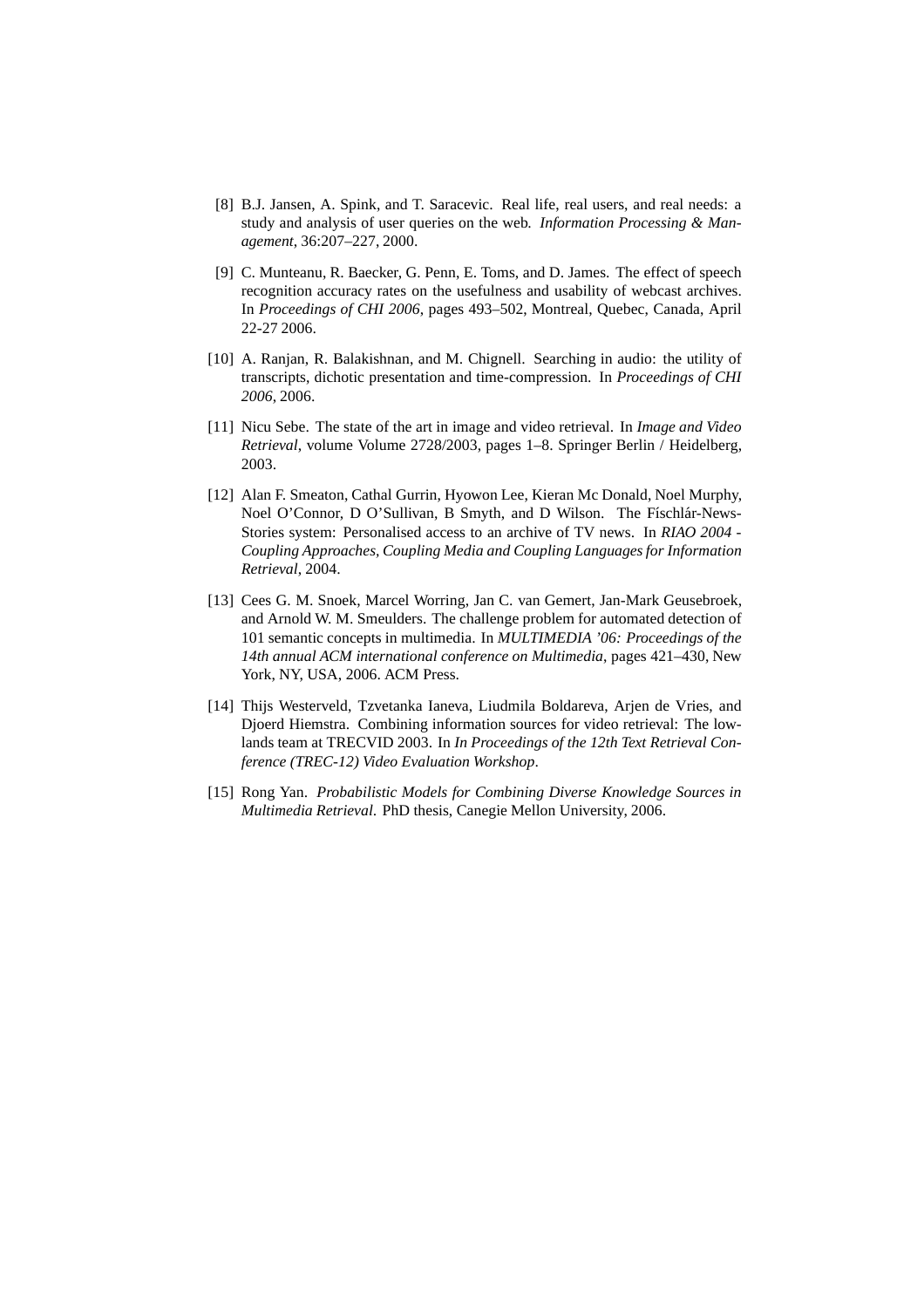[8] B.J. Jansen, A. Spink, and T. Saracevic. Real life, real users, and real needs: a study and analysis of user queries on the web. *Information Processing & Management*, 36:207–227, 2000.

[9] C. Munteanu, R. Baecker, G. Penn, E. Toms, and D. James. The effect of speech recognition accuracy rates on the usefulness and usability of webcast archives. In *Proceedings of CHI 2006*, pages 493–502, Montreal, Quebec, Canada, April 22-27 2006.

[10] A. Ranjan, R. Balakishnan, and M. Chignell. Searching in audio: the utility of transcripts, dichotic presentation and time-compression. In *Proceedings of CHI 2006*, 2006.

[11] Nicu Sebe. The state of the art in image and video retrieval. In *Image and Video Retrieval*, volume Volume 2728/2003, pages 1–8. Springer Berlin / Heidelberg, 2003.

[12] Alan F. Smeaton, Cathal Gurrin, Hyowon Lee, Kieran Mc Donald, Noel Murphy, Noel O'Connor, D O'Sullivan, B Smyth, and D Wilson. The Físchlár-News-Stories system: Personalised access to an archive of TV news. In *RIAO 2004 - Coupling Approaches, Coupling Media and Coupling Languages for Information Retrieval*, 2004.

[13] Cees G. M. Snoek, Marcel Worring, Jan C. van Gemert, Jan-Mark Geusebroek, and Arnold W. M. Smeulders. The challenge problem for automated detection of 101 semantic concepts in multimedia. In *MULTIMEDIA '06: Proceedings of the 14th annual ACM international conference on Multimedia*, pages 421–430, New York, NY, USA, 2006. ACM Press.

[14] Thijs Westerveld, Tzvetanka Ianeva, Liudmila Boldareva, Arjen de Vries, and Djoerd Hiemstra. Combining information sources for video retrieval: The lowlands team at TRECVID 2003. In *In Proceedings of the 12th Text Retrieval Conference (TREC-12) Video Evaluation Workshop*.

[15] Rong Yan. *Probabilistic Models for Combining Diverse Knowledge Sources in Multimedia Retrieval*. PhD thesis, Canegie Mellon University, 2006.